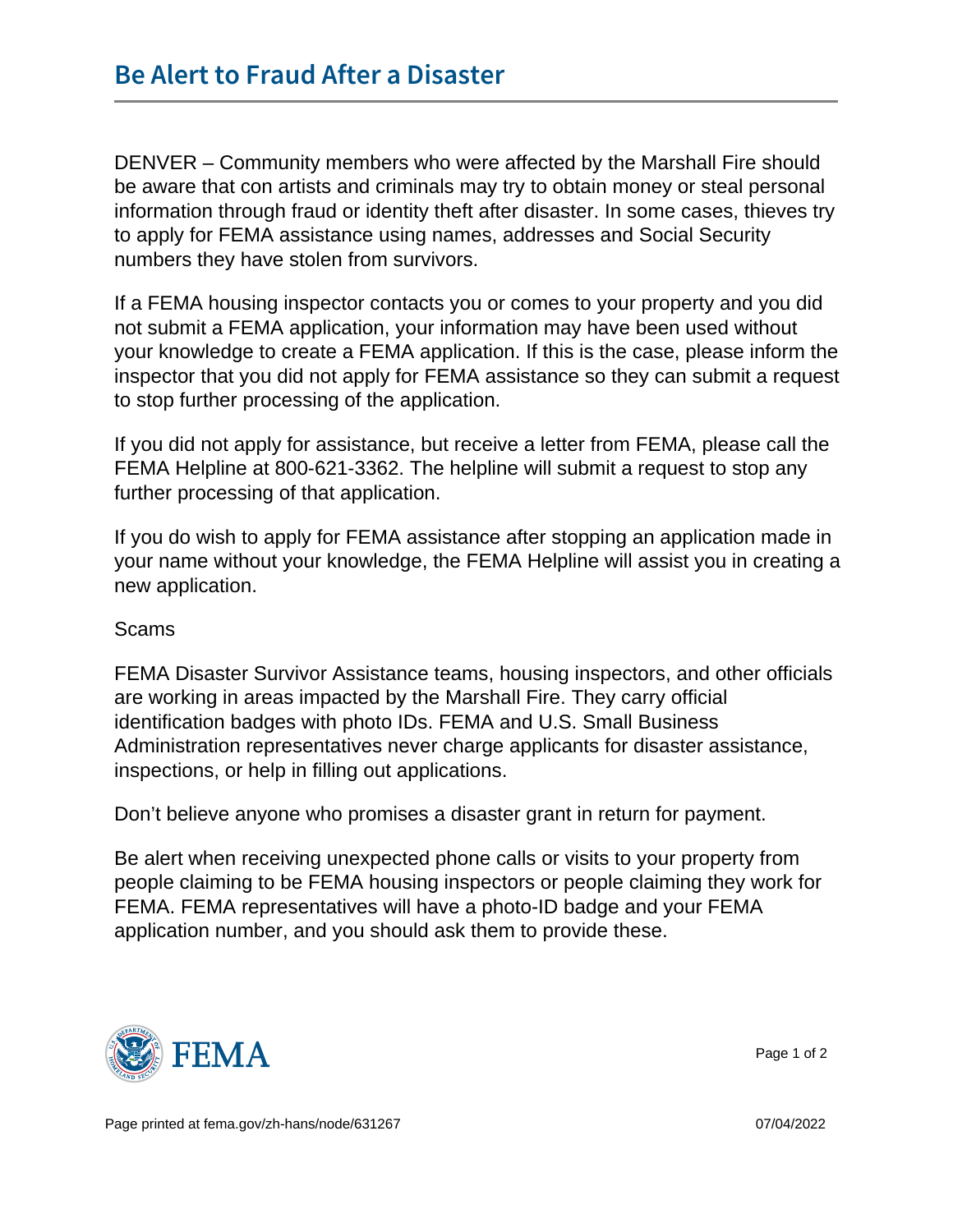# Be Alert to Fraud After a Disaster

DENVER – Community members who were affected by the Marshall Fire should be aware that con artists and criminals may try to obtain money or steal personal information through fraud or identity theft after disaster. In some cases, thieves try to apply for FEMA assistance using names, addresses and Social Security numbers they have stolen from survivors.

If a FEMA housing inspector contacts you or comes to your property and you did not submit a FEMA application, your information may have been used without your knowledge to create a FEMA application. If this is the case, please inform the inspector that you did not apply for FEMA assistance so they can submit a request to stop further processing of the application.

If you did not apply for assistance, but receive a letter from FEMA, please call the FEMA Helpline at 800-621-3362. The helpline will submit a request to stop any further processing of that application.

If you do wish to apply for FEMA assistance after stopping an application made in your name without your knowledge, the FEMA Helpline will assist you in creating a new application.

Scams

FEMA Disaster Survivor Assistance teams, housing inspectors, and other officials are working in areas impacted by the Marshall Fire. They carry official identification badges with photo IDs. FEMA and U.S. Small Business Administration representatives never charge applicants for disaster assistance, inspections, or help in filling out applications.

Don't believe anyone who promises a disaster grant in return for payment.

Be alert when receiving unexpected phone calls or visits to your property from people claiming to be FEMA housing inspectors or people claiming they work for FEMA. FEMA representatives will have a photo-ID badge and your FEMA application number, and you should ask them to provide these.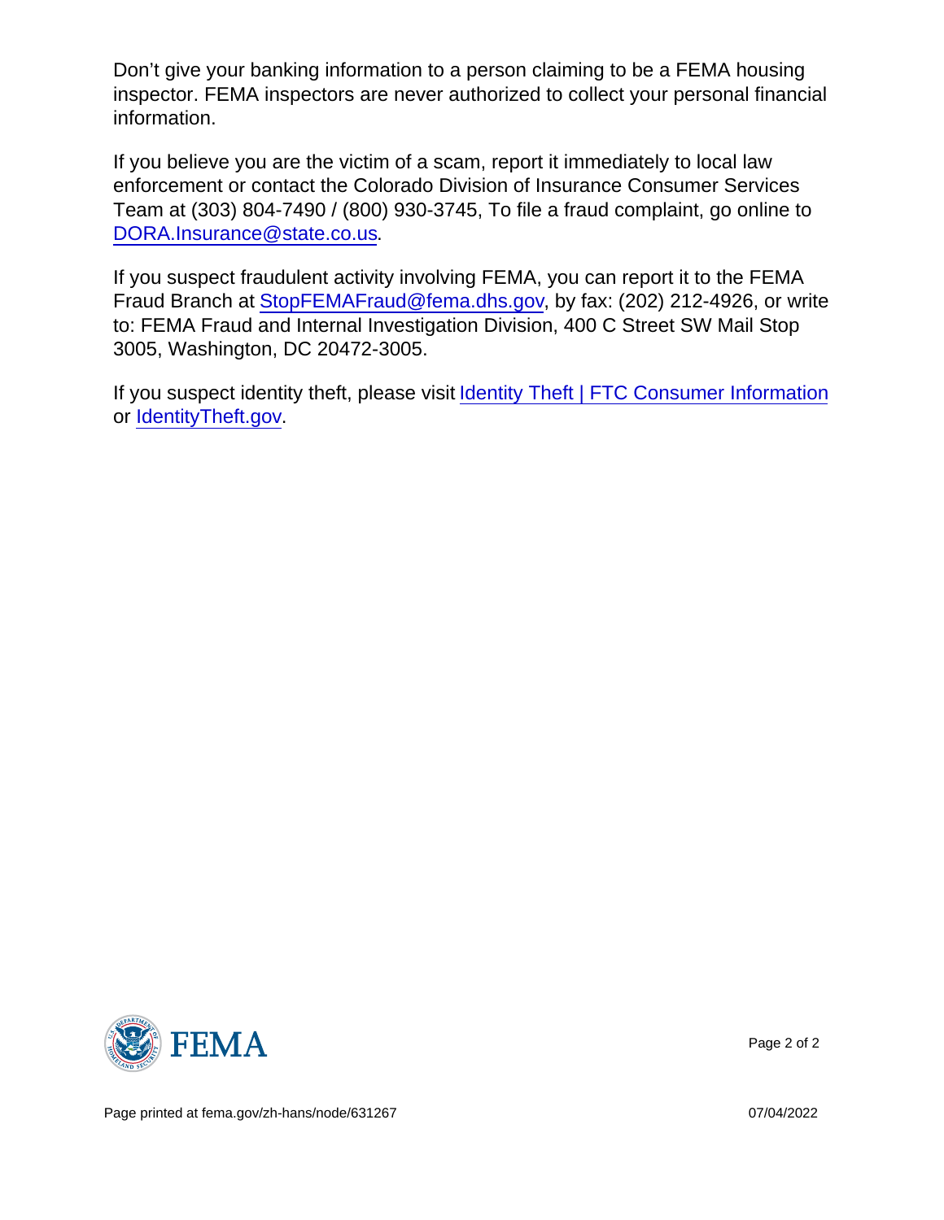Don't give your banking information to a person claiming to be a FEMA housing inspector. FEMA inspectors are never authorized to collect your personal financial information.

If you believe you are the victim of a scam, report it immediately to local law enforcement or contact the Colorado Division of Insurance Consumer Services Team at (303) 804-7490 / (800) 930-3745, To file a fraud complaint, go online to DORA.Insurance@state.co.us.

If you suspect fraudulent activity involving FEMA, you can report it to the FEMA Fraud Branch at StopFEMAFraud@fema.dhs.gov, by fax: (202) 212-4926, or write to: FEMA Fraud and Internal Investigation Division, 400 C Street SW Mail Stop 3005, Washington, DC 20472-3005.

If you suspect identity theft, please visit Identity Theft | FTC Consumer Information or IdentityTheft.gov.